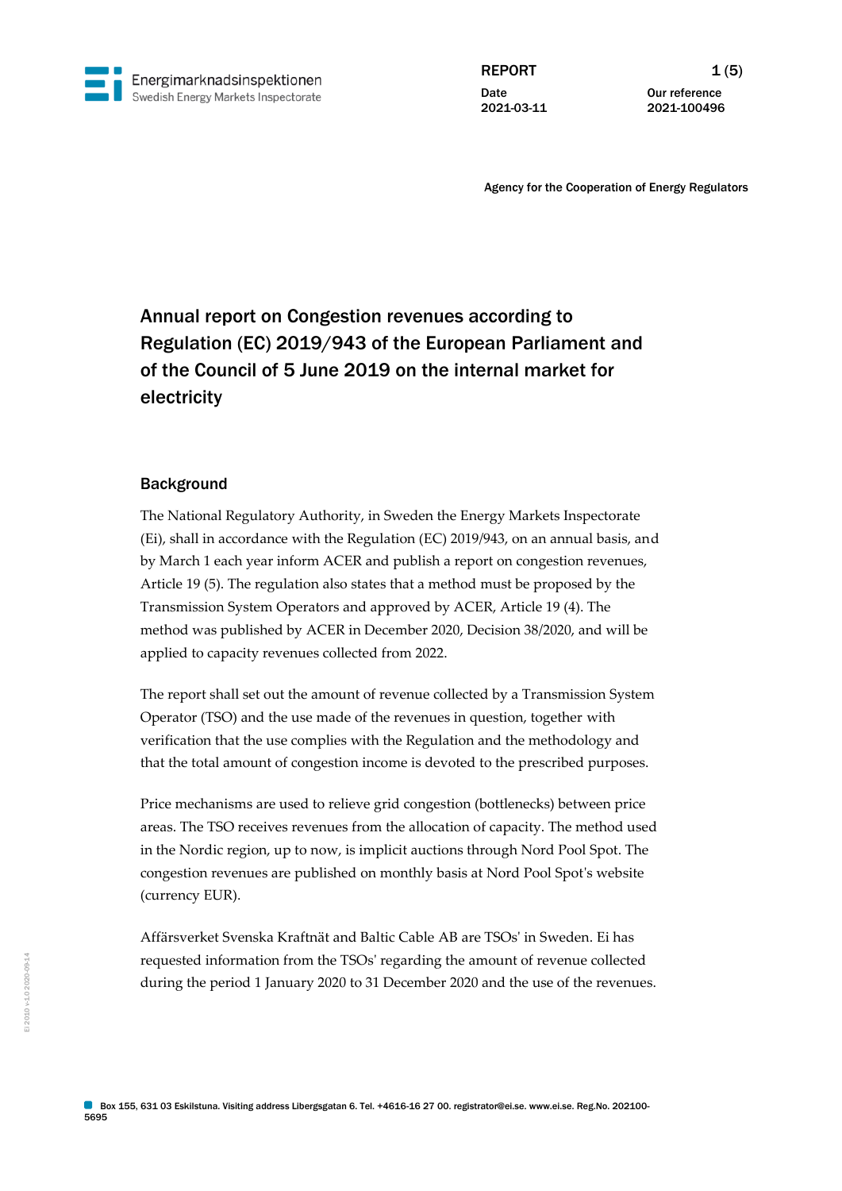Energimarknadsinspektionen
Swedish Energy Markets Inspectorate

REPORT

Date
2021-03-11

Our reference
2021-100496

Agency for the Cooperation of Energy Regulators

# Annual report on Congestion revenues according to Regulation (EC) 2019/943 of the European Parliament and of the Council of 5 June 2019 on the internal market for electricity

## Background

The National Regulatory Authority, in Sweden the Energy Markets Inspectorate (Ei), shall in accordance with the Regulation (EC) 2019/943, on an annual basis, and by March 1 each year inform ACER and publish a report on congestion revenues, Article 19 (5). The regulation also states that a method must be proposed by the Transmission System Operators and approved by ACER, Article 19 (4). The method was published by ACER in December 2020, Decision 38/2020, and will be applied to capacity revenues collected from 2022.

The report shall set out the amount of revenue collected by a Transmission System Operator (TSO) and the use made of the revenues in question, together with verification that the use complies with the Regulation and the methodology and that the total amount of congestion income is devoted to the prescribed purposes.

Price mechanisms are used to relieve grid congestion (bottlenecks) between price areas. The TSO receives revenues from the allocation of capacity. The method used in the Nordic region, up to now, is implicit auctions through Nord Pool Spot. The congestion revenues are published on monthly basis at Nord Pool Spot's website (currency EUR).

Affärsverket Svenska Kraftnät and Baltic Cable AB are TSOs' in Sweden. Ei has requested information from the TSOs' regarding the amount of revenue collected during the period 1 January 2020 to 31 December 2020 and the use of the revenues.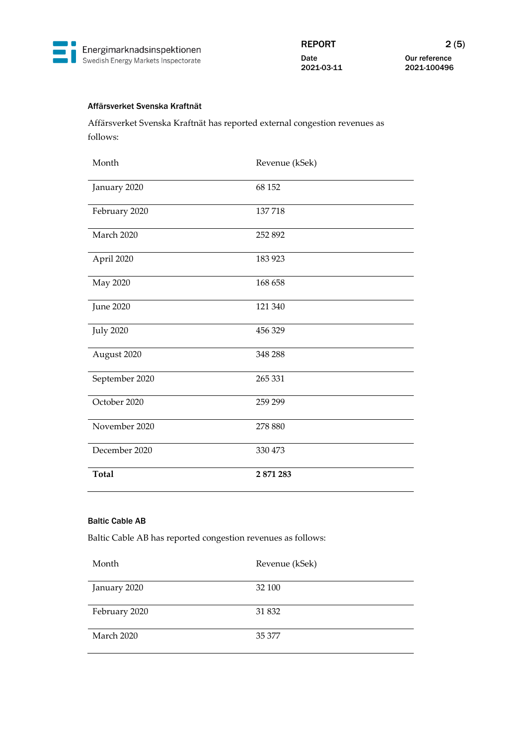### Affärsverket Svenska Kraftnät

Affärsverket Svenska Kraftnät has reported external congestion revenues as follows:

| Month | Revenue (kSek) |
|---|---|
| January 2020 | 68 152 |
| February 2020 | 137 718 |
| March 2020 | 252 892 |
| April 2020 | 183 923 |
| May 2020 | 168 658 |
| June 2020 | 121 340 |
| July 2020 | 456 329 |
| August 2020 | 348 288 |
| September 2020 | 265 331 |
| October 2020 | 259 299 |
| November 2020 | 278 880 |
| December 2020 | 330 473 |
| **Total** | **2 871 283** |

### Baltic Cable AB

Baltic Cable AB has reported congestion revenues as follows:

| Month | Revenue (kSek) |
|---|---|
| January 2020 | 32 100 |
| February 2020 | 31 832 |
| March 2020 | 35 377 |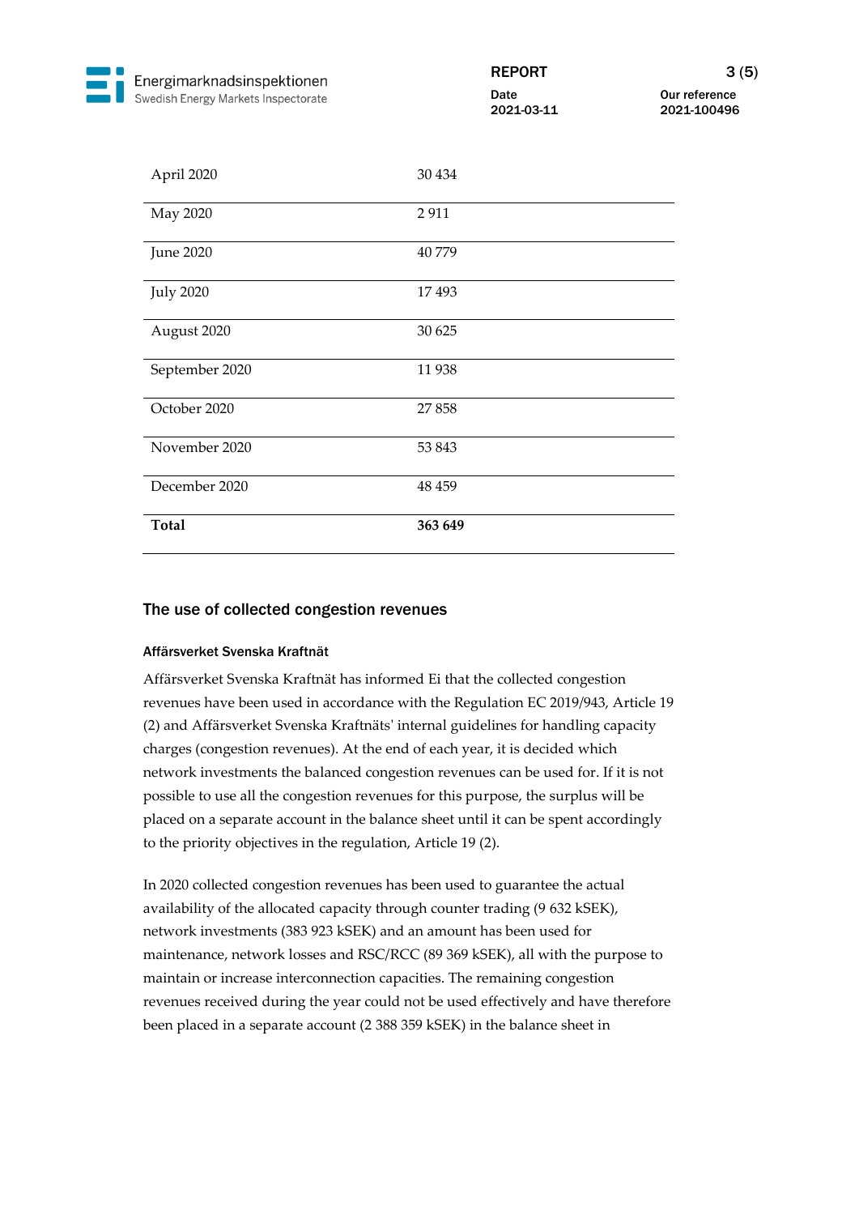| April 2020 | 30 434 |
|---|---|
| May 2020 | 2 911 |
| June 2020 | 40 779 |
| July 2020 | 17 493 |
| August 2020 | 30 625 |
| September 2020 | 11 938 |
| October 2020 | 27 858 |
| November 2020 | 53 843 |
| December 2020 | 48 459 |
| **Total** | **363 649** |

## The use of collected congestion revenues

#### Affärsverket Svenska Kraftnät

Affärsverket Svenska Kraftnät has informed Ei that the collected congestion revenues have been used in accordance with the Regulation EC 2019/943, Article 19 (2) and Affärsverket Svenska Kraftnäts' internal guidelines for handling capacity charges (congestion revenues). At the end of each year, it is decided which network investments the balanced congestion revenues can be used for. If it is not possible to use all the congestion revenues for this purpose, the surplus will be placed on a separate account in the balance sheet until it can be spent accordingly to the priority objectives in the regulation, Article 19 (2).

In 2020 collected congestion revenues has been used to guarantee the actual availability of the allocated capacity through counter trading (9 632 kSEK), network investments (383 923 kSEK) and an amount has been used for maintenance, network losses and RSC/RCC (89 369 kSEK), all with the purpose to maintain or increase interconnection capacities. The remaining congestion revenues received during the year could not be used effectively and have therefore been placed in a separate account (2 388 359 kSEK) in the balance sheet in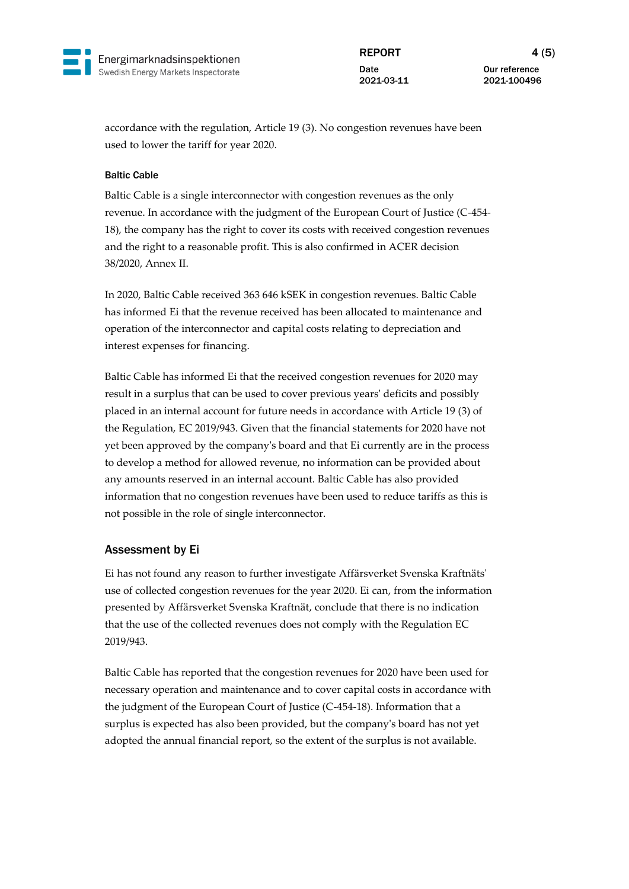accordance with the regulation, Article 19 (3). No congestion revenues have been used to lower the tariff for year 2020.

#### Baltic Cable

Baltic Cable is a single interconnector with congestion revenues as the only revenue. In accordance with the judgment of the European Court of Justice (C-454-18), the company has the right to cover its costs with received congestion revenues and the right to a reasonable profit. This is also confirmed in ACER decision 38/2020, Annex II.

In 2020, Baltic Cable received 363 646 kSEK in congestion revenues. Baltic Cable has informed Ei that the revenue received has been allocated to maintenance and operation of the interconnector and capital costs relating to depreciation and interest expenses for financing.

Baltic Cable has informed Ei that the received congestion revenues for 2020 may result in a surplus that can be used to cover previous years' deficits and possibly placed in an internal account for future needs in accordance with Article 19 (3) of the Regulation, EC 2019/943. Given that the financial statements for 2020 have not yet been approved by the company's board and that Ei currently are in the process to develop a method for allowed revenue, no information can be provided about any amounts reserved in an internal account. Baltic Cable has also provided information that no congestion revenues have been used to reduce tariffs as this is not possible in the role of single interconnector.

### Assessment by Ei

Ei has not found any reason to further investigate Affärsverket Svenska Kraftnäts' use of collected congestion revenues for the year 2020. Ei can, from the information presented by Affärsverket Svenska Kraftnät, conclude that there is no indication that the use of the collected revenues does not comply with the Regulation EC 2019/943.

Baltic Cable has reported that the congestion revenues for 2020 have been used for necessary operation and maintenance and to cover capital costs in accordance with the judgment of the European Court of Justice (C-454-18). Information that a surplus is expected has also been provided, but the company's board has not yet adopted the annual financial report, so the extent of the surplus is not available.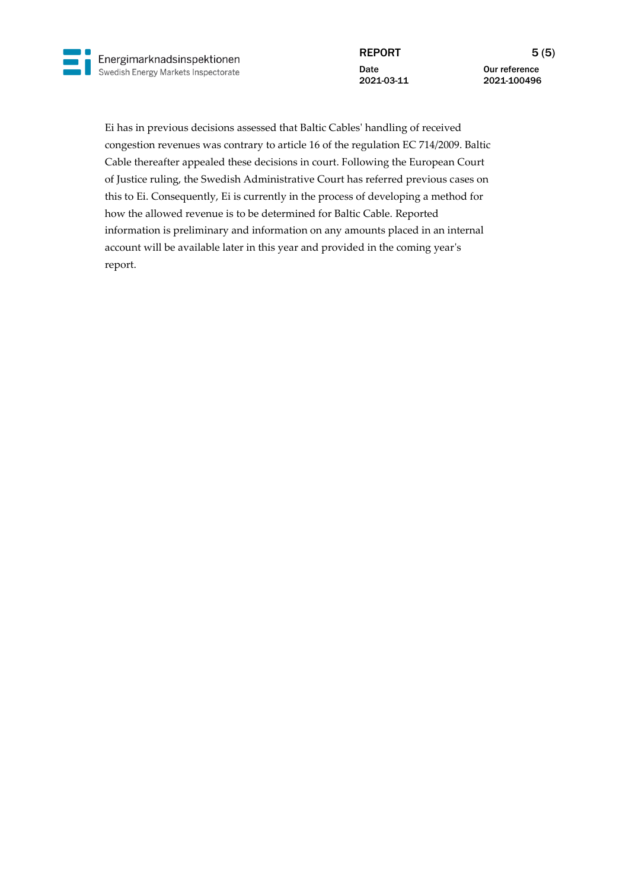Ei has in previous decisions assessed that Baltic Cables' handling of received congestion revenues was contrary to article 16 of the regulation EC 714/2009. Baltic Cable thereafter appealed these decisions in court. Following the European Court of Justice ruling, the Swedish Administrative Court has referred previous cases on this to Ei. Consequently, Ei is currently in the process of developing a method for how the allowed revenue is to be determined for Baltic Cable. Reported information is preliminary and information on any amounts placed in an internal account will be available later in this year and provided in the coming year's report.